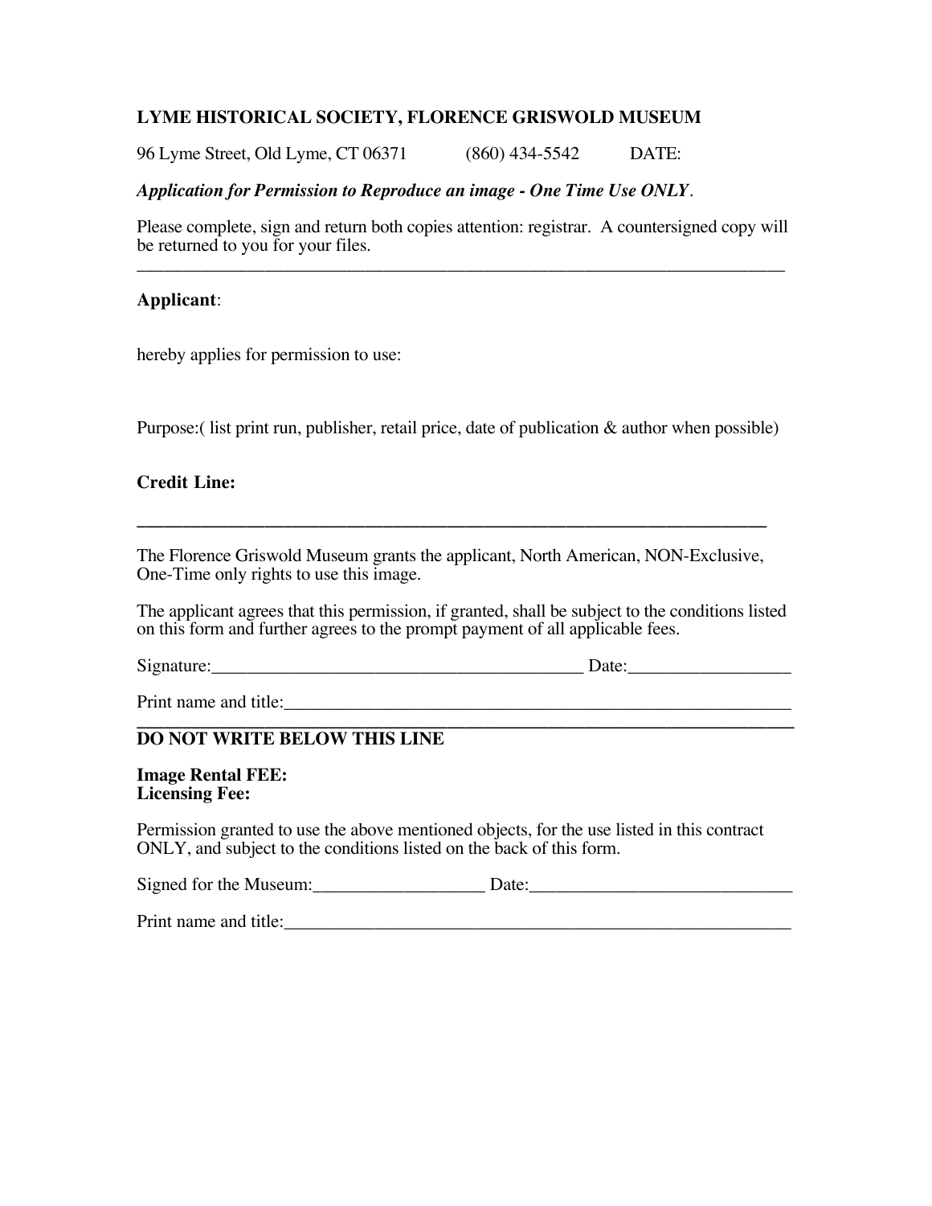**LYME HISTORICAL SOCIETY, FLORENCE GRISWOLD MUSEUM**

96 Lyme Street, Old Lyme, CT 06371 (860) 434-5542 DATE:

***Application for Permission to Reproduce an image - One Time Use ONLY***.

Please complete, sign and return both copies attention: registrar. A countersigned copy will be returned to you for your files.

---

**Applicant**:

hereby applies for permission to use:

Purpose:( list print run, publisher, retail price, date of publication & author when possible)

**Credit Line:**

---

The Florence Griswold Museum grants the applicant, North American, NON-Exclusive, One-Time only rights to use this image.

The applicant agrees that this permission, if granted, shall be subject to the conditions listed on this form and further agrees to the prompt payment of all applicable fees.

Signature:_________________________________________ Date:_________________

Print name and title:___________________________________________________________

---

**DO NOT WRITE BELOW THIS LINE**

**Image Rental FEE:**
**Licensing Fee:**

Permission granted to use the above mentioned objects, for the use listed in this contract ONLY, and subject to the conditions listed on the back of this form.

Signed for the Museum:___________________ Date:_____________________________

Print name and title:___________________________________________________________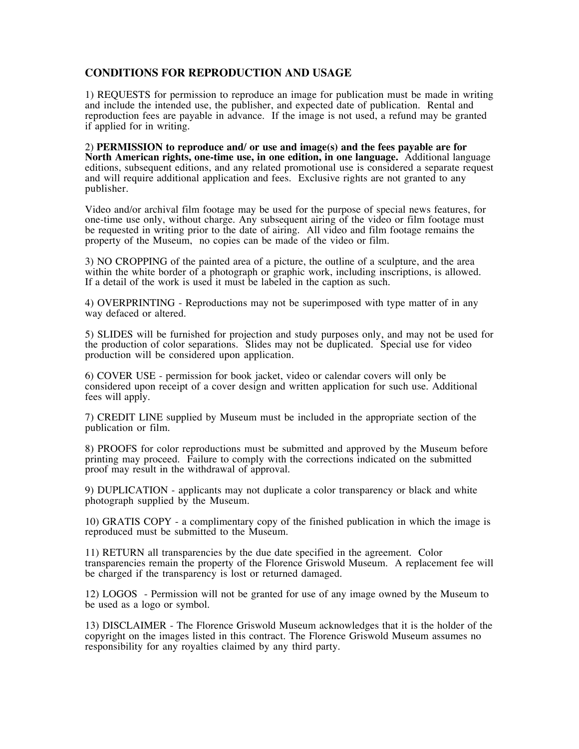## CONDITIONS FOR REPRODUCTION AND USAGE

1) REQUESTS for permission to reproduce an image for publication must be made in writing and include the intended use, the publisher, and expected date of publication. Rental and reproduction fees are payable in advance. If the image is not used, a refund may be granted if applied for in writing.

2) **PERMISSION to reproduce and/ or use and image(s) and the fees payable are for North American rights, one-time use, in one edition, in one language.** Additional language editions, subsequent editions, and any related promotional use is considered a separate request and will require additional application and fees. Exclusive rights are not granted to any publisher.

Video and/or archival film footage may be used for the purpose of special news features, for one-time use only, without charge. Any subsequent airing of the video or film footage must be requested in writing prior to the date of airing. All video and film footage remains the property of the Museum, no copies can be made of the video or film.

3) NO CROPPING of the painted area of a picture, the outline of a sculpture, and the area within the white border of a photograph or graphic work, including inscriptions, is allowed. If a detail of the work is used it must be labeled in the caption as such.

4) OVERPRINTING - Reproductions may not be superimposed with type matter of in any way defaced or altered.

5) SLIDES will be furnished for projection and study purposes only, and may not be used for the production of color separations. Slides may not be duplicated. Special use for video production will be considered upon application.

6) COVER USE - permission for book jacket, video or calendar covers will only be considered upon receipt of a cover design and written application for such use. Additional fees will apply.

7) CREDIT LINE supplied by Museum must be included in the appropriate section of the publication or film.

8) PROOFS for color reproductions must be submitted and approved by the Museum before printing may proceed. Failure to comply with the corrections indicated on the submitted proof may result in the withdrawal of approval.

9) DUPLICATION - applicants may not duplicate a color transparency or black and white photograph supplied by the Museum.

10) GRATIS COPY - a complimentary copy of the finished publication in which the image is reproduced must be submitted to the Museum.

11) RETURN all transparencies by the due date specified in the agreement. Color transparencies remain the property of the Florence Griswold Museum. A replacement fee will be charged if the transparency is lost or returned damaged.

12) LOGOS - Permission will not be granted for use of any image owned by the Museum to be used as a logo or symbol.

13) DISCLAIMER - The Florence Griswold Museum acknowledges that it is the holder of the copyright on the images listed in this contract. The Florence Griswold Museum assumes no responsibility for any royalties claimed by any third party.